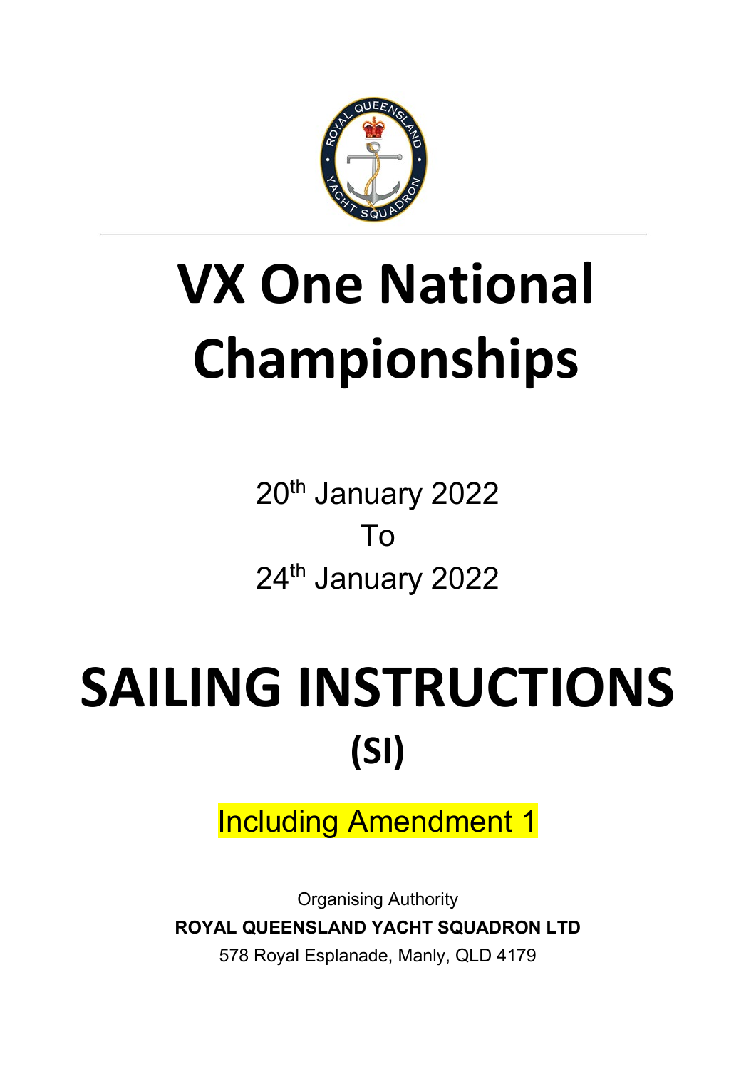# VX One National Championships

20th January 2022

To

24th January 2022

# SAILING INSTRUCTIONS

## (SI)

Including Amendment 1

Organising Authority

**ROYAL QUEENSLAND YACHT SQUADRON LTD**

578 Royal Esplanade, Manly, QLD 4179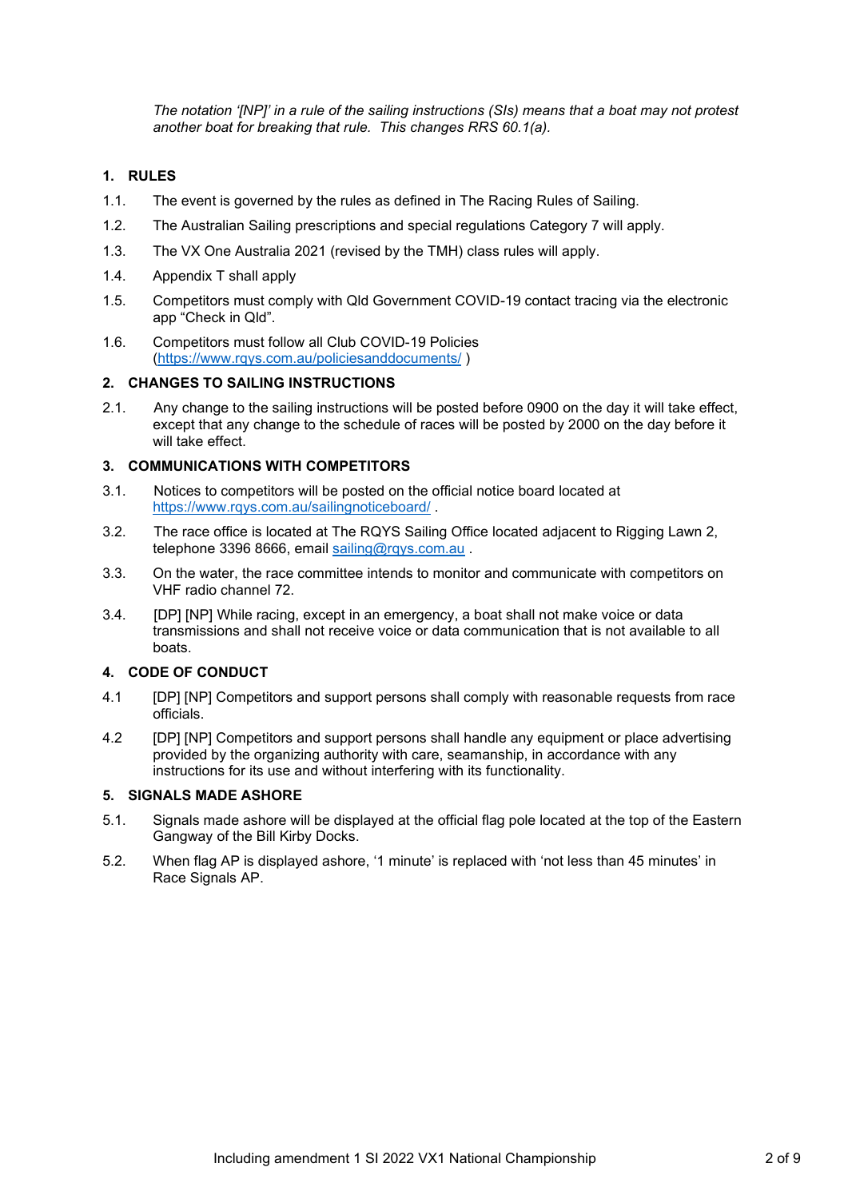*The notation '[NP]' in a rule of the sailing instructions (SIs) means that a boat may not protest another boat for breaking that rule. This changes RRS 60.1(a).*

## 1. RULES

1.1. The event is governed by the rules as defined in The Racing Rules of Sailing.

1.2. The Australian Sailing prescriptions and special regulations Category 7 will apply.

1.3. The VX One Australia 2021 (revised by the TMH) class rules will apply.

1.4. Appendix T shall apply

1.5. Competitors must comply with Qld Government COVID-19 contact tracing via the electronic app "Check in Qld".

1.6. Competitors must follow all Club COVID-19 Policies (https://www.rqys.com.au/policiesanddocuments/ )

## 2. CHANGES TO SAILING INSTRUCTIONS

2.1. Any change to the sailing instructions will be posted before 0900 on the day it will take effect, except that any change to the schedule of races will be posted by 2000 on the day before it will take effect.

## 3. COMMUNICATIONS WITH COMPETITORS

3.1. Notices to competitors will be posted on the official notice board located at https://www.rqys.com.au/sailingnoticeboard/ .

3.2. The race office is located at The RQYS Sailing Office located adjacent to Rigging Lawn 2, telephone 3396 8666, email sailing@rqys.com.au .

3.3. On the water, the race committee intends to monitor and communicate with competitors on VHF radio channel 72.

3.4. [DP] [NP] While racing, except in an emergency, a boat shall not make voice or data transmissions and shall not receive voice or data communication that is not available to all boats.

## 4. CODE OF CONDUCT

4.1 [DP] [NP] Competitors and support persons shall comply with reasonable requests from race officials.

4.2 [DP] [NP] Competitors and support persons shall handle any equipment or place advertising provided by the organizing authority with care, seamanship, in accordance with any instructions for its use and without interfering with its functionality.

## 5. SIGNALS MADE ASHORE

5.1. Signals made ashore will be displayed at the official flag pole located at the top of the Eastern Gangway of the Bill Kirby Docks.

5.2. When flag AP is displayed ashore, '1 minute' is replaced with 'not less than 45 minutes' in Race Signals AP.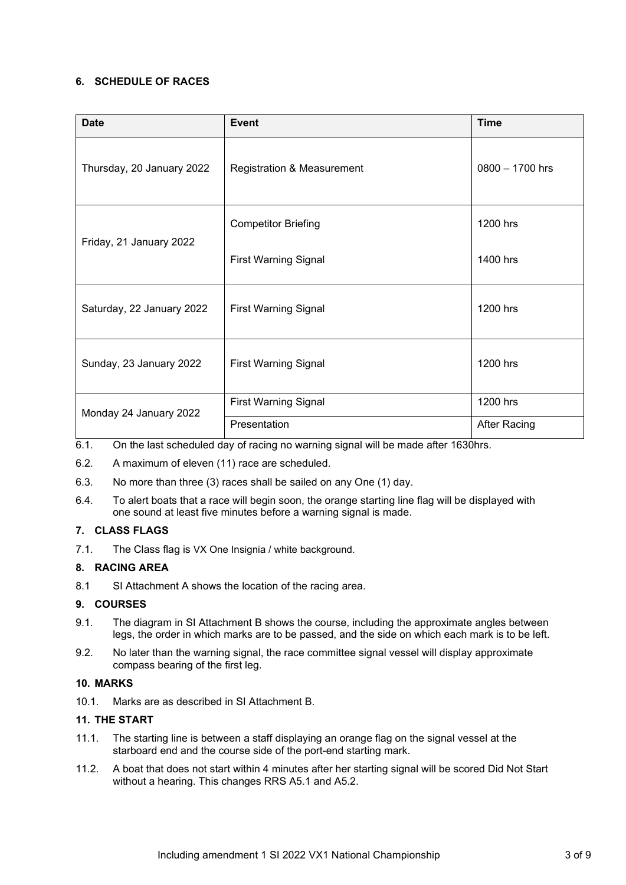## 6. SCHEDULE OF RACES

| Date | Event | Time |
|---|---|---|
| Thursday, 20 January 2022 | Registration & Measurement | 0800 – 1700 hrs |
| Friday, 21 January 2022 | Competitor Briefing | 1200 hrs |
| | First Warning Signal | 1400 hrs |
| Saturday, 22 January 2022 | First Warning Signal | 1200 hrs |
| Sunday, 23 January 2022 | First Warning Signal | 1200 hrs |
| Monday 24 January 2022 | First Warning Signal | 1200 hrs |
| | Presentation | After Racing |

6.1. On the last scheduled day of racing no warning signal will be made after 1630hrs.

6.2. A maximum of eleven (11) race are scheduled.

6.3. No more than three (3) races shall be sailed on any One (1) day.

6.4. To alert boats that a race will begin soon, the orange starting line flag will be displayed with one sound at least five minutes before a warning signal is made.

## 7. CLASS FLAGS

7.1. The Class flag is VX One Insignia / white background.

## 8. RACING AREA

8.1 SI Attachment A shows the location of the racing area.

## 9. COURSES

9.1. The diagram in SI Attachment B shows the course, including the approximate angles between legs, the order in which marks are to be passed, and the side on which each mark is to be left.

9.2. No later than the warning signal, the race committee signal vessel will display approximate compass bearing of the first leg.

## 10. MARKS

10.1. Marks are as described in SI Attachment B.

## 11. THE START

11.1. The starting line is between a staff displaying an orange flag on the signal vessel at the starboard end and the course side of the port-end starting mark.

11.2. A boat that does not start within 4 minutes after her starting signal will be scored Did Not Start without a hearing. This changes RRS A5.1 and A5.2.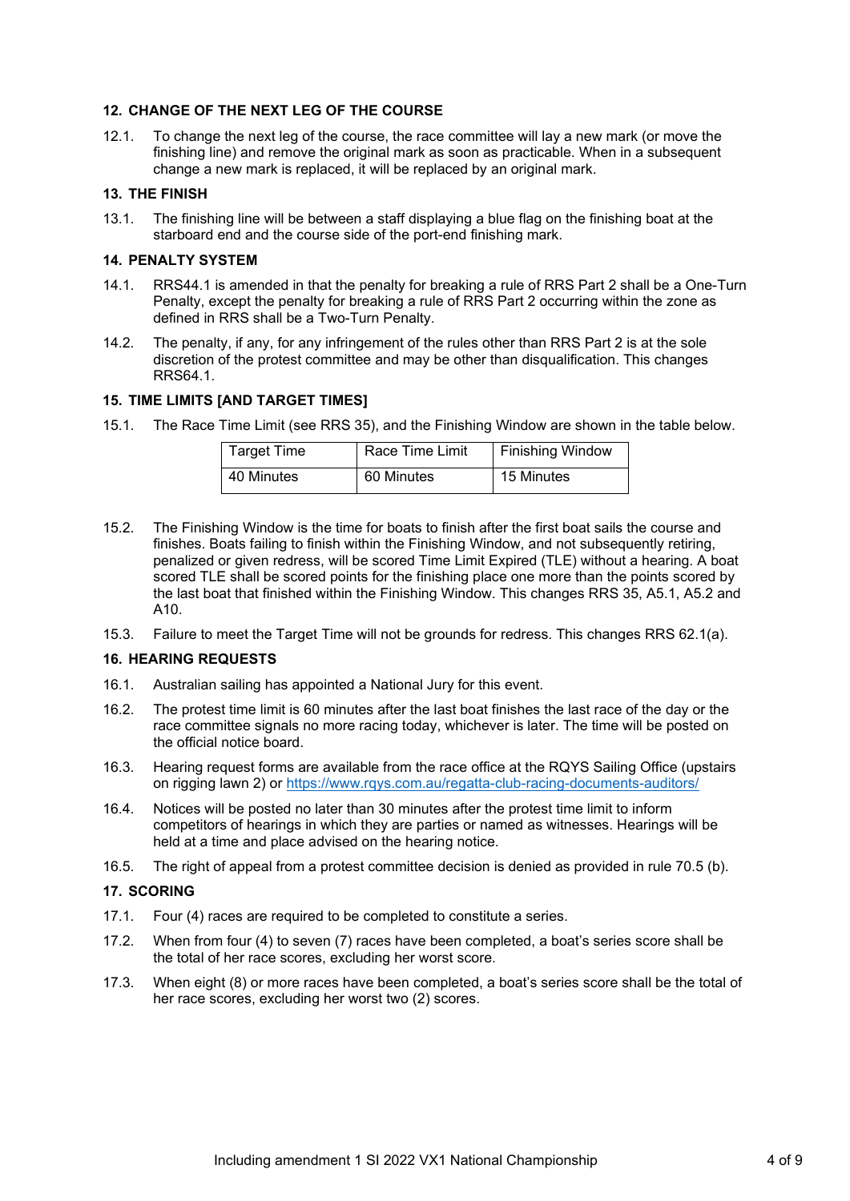## 12. CHANGE OF THE NEXT LEG OF THE COURSE

12.1. To change the next leg of the course, the race committee will lay a new mark (or move the finishing line) and remove the original mark as soon as practicable. When in a subsequent change a new mark is replaced, it will be replaced by an original mark.

## 13. THE FINISH

13.1. The finishing line will be between a staff displaying a blue flag on the finishing boat at the starboard end and the course side of the port-end finishing mark.

## 14. PENALTY SYSTEM

14.1. RRS44.1 is amended in that the penalty for breaking a rule of RRS Part 2 shall be a One-Turn Penalty, except the penalty for breaking a rule of RRS Part 2 occurring within the zone as defined in RRS shall be a Two-Turn Penalty.

14.2. The penalty, if any, for any infringement of the rules other than RRS Part 2 is at the sole discretion of the protest committee and may be other than disqualification. This changes RRS64.1.

## 15. TIME LIMITS [AND TARGET TIMES]

15.1. The Race Time Limit (see RRS 35), and the Finishing Window are shown in the table below.

| Target Time | Race Time Limit | Finishing Window |
|---|---|---|
| 40 Minutes | 60 Minutes | 15 Minutes |

15.2. The Finishing Window is the time for boats to finish after the first boat sails the course and finishes. Boats failing to finish within the Finishing Window, and not subsequently retiring, penalized or given redress, will be scored Time Limit Expired (TLE) without a hearing. A boat scored TLE shall be scored points for the finishing place one more than the points scored by the last boat that finished within the Finishing Window. This changes RRS 35, A5.1, A5.2 and A10.

15.3. Failure to meet the Target Time will not be grounds for redress. This changes RRS 62.1(a).

## 16. HEARING REQUESTS

16.1. Australian sailing has appointed a National Jury for this event.

16.2. The protest time limit is 60 minutes after the last boat finishes the last race of the day or the race committee signals no more racing today, whichever is later. The time will be posted on the official notice board.

16.3. Hearing request forms are available from the race office at the RQYS Sailing Office (upstairs on rigging lawn 2) or https://www.rqys.com.au/regatta-club-racing-documents-auditors/

16.4. Notices will be posted no later than 30 minutes after the protest time limit to inform competitors of hearings in which they are parties or named as witnesses. Hearings will be held at a time and place advised on the hearing notice.

16.5. The right of appeal from a protest committee decision is denied as provided in rule 70.5 (b).

## 17. SCORING

17.1. Four (4) races are required to be completed to constitute a series.

17.2. When from four (4) to seven (7) races have been completed, a boat's series score shall be the total of her race scores, excluding her worst score.

17.3. When eight (8) or more races have been completed, a boat's series score shall be the total of her race scores, excluding her worst two (2) scores.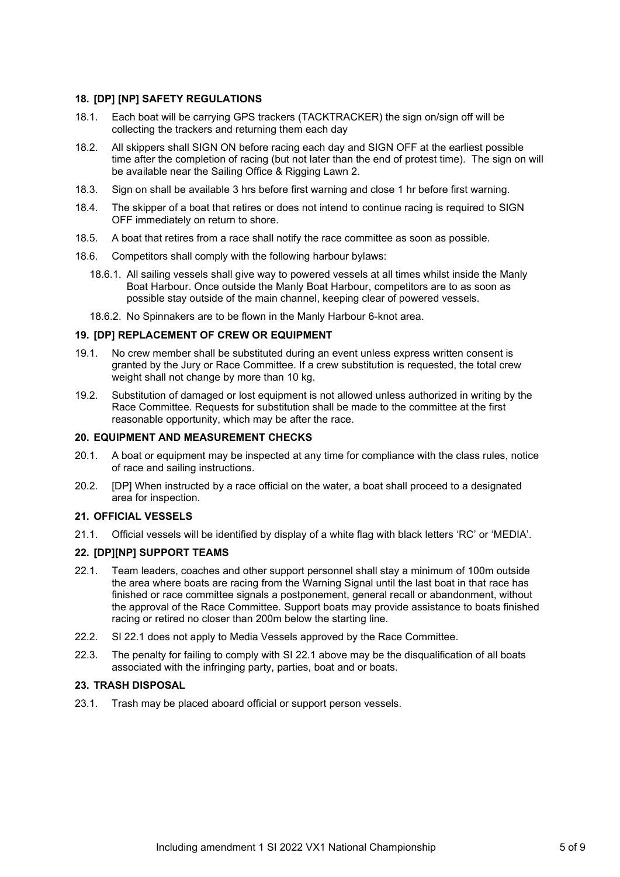## 18. [DP] [NP] SAFETY REGULATIONS

18.1. Each boat will be carrying GPS trackers (TACKTRACKER) the sign on/sign off will be collecting the trackers and returning them each day

18.2. All skippers shall SIGN ON before racing each day and SIGN OFF at the earliest possible time after the completion of racing (but not later than the end of protest time). The sign on will be available near the Sailing Office & Rigging Lawn 2.

18.3. Sign on shall be available 3 hrs before first warning and close 1 hr before first warning.

18.4. The skipper of a boat that retires or does not intend to continue racing is required to SIGN OFF immediately on return to shore.

18.5. A boat that retires from a race shall notify the race committee as soon as possible.

18.6. Competitors shall comply with the following harbour bylaws:

- 18.6.1. All sailing vessels shall give way to powered vessels at all times whilst inside the Manly Boat Harbour. Once outside the Manly Boat Harbour, competitors are to as soon as possible stay outside of the main channel, keeping clear of powered vessels.
- 18.6.2. No Spinnakers are to be flown in the Manly Harbour 6-knot area.

## 19. [DP] REPLACEMENT OF CREW OR EQUIPMENT

19.1. No crew member shall be substituted during an event unless express written consent is granted by the Jury or Race Committee. If a crew substitution is requested, the total crew weight shall not change by more than 10 kg.

19.2. Substitution of damaged or lost equipment is not allowed unless authorized in writing by the Race Committee. Requests for substitution shall be made to the committee at the first reasonable opportunity, which may be after the race.

## 20. EQUIPMENT AND MEASUREMENT CHECKS

20.1. A boat or equipment may be inspected at any time for compliance with the class rules, notice of race and sailing instructions.

20.2. [DP] When instructed by a race official on the water, a boat shall proceed to a designated area for inspection.

## 21. OFFICIAL VESSELS

21.1. Official vessels will be identified by display of a white flag with black letters 'RC' or 'MEDIA'.

## 22. [DP][NP] SUPPORT TEAMS

22.1. Team leaders, coaches and other support personnel shall stay a minimum of 100m outside the area where boats are racing from the Warning Signal until the last boat in that race has finished or race committee signals a postponement, general recall or abandonment, without the approval of the Race Committee. Support boats may provide assistance to boats finished racing or retired no closer than 200m below the starting line.

22.2. SI 22.1 does not apply to Media Vessels approved by the Race Committee.

22.3. The penalty for failing to comply with SI 22.1 above may be the disqualification of all boats associated with the infringing party, parties, boat and or boats.

## 23. TRASH DISPOSAL

23.1. Trash may be placed aboard official or support person vessels.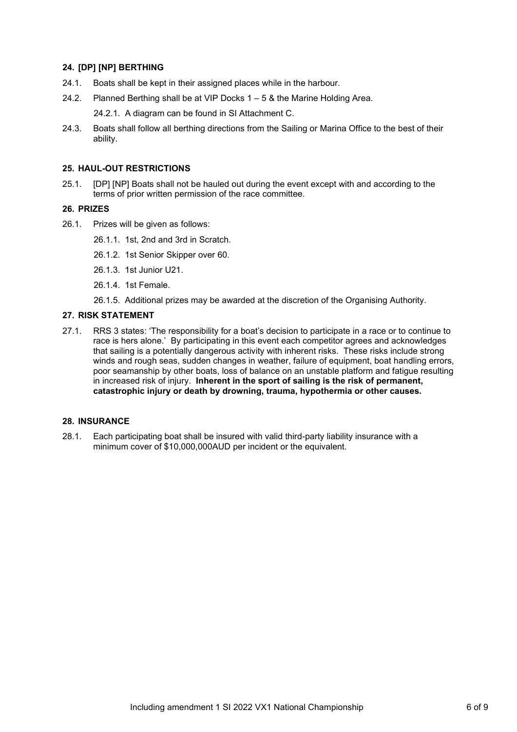## 24. [DP] [NP] BERTHING

24.1. Boats shall be kept in their assigned places while in the harbour.

24.2. Planned Berthing shall be at VIP Docks 1 – 5 & the Marine Holding Area.

 24.2.1. A diagram can be found in SI Attachment C.

24.3. Boats shall follow all berthing directions from the Sailing or Marina Office to the best of their ability.

## 25. HAUL-OUT RESTRICTIONS

25.1. [DP] [NP] Boats shall not be hauled out during the event except with and according to the terms of prior written permission of the race committee.

## 26. PRIZES

26.1. Prizes will be given as follows:

 26.1.1. 1st, 2nd and 3rd in Scratch.

 26.1.2. 1st Senior Skipper over 60.

 26.1.3. 1st Junior U21.

 26.1.4. 1st Female.

 26.1.5. Additional prizes may be awarded at the discretion of the Organising Authority.

## 27. RISK STATEMENT

27.1. RRS 3 states: 'The responsibility for a boat's decision to participate in a race or to continue to race is hers alone.' By participating in this event each competitor agrees and acknowledges that sailing is a potentially dangerous activity with inherent risks. These risks include strong winds and rough seas, sudden changes in weather, failure of equipment, boat handling errors, poor seamanship by other boats, loss of balance on an unstable platform and fatigue resulting in increased risk of injury. **Inherent in the sport of sailing is the risk of permanent, catastrophic injury or death by drowning, trauma, hypothermia or other causes.**

## 28. INSURANCE

28.1. Each participating boat shall be insured with valid third-party liability insurance with a minimum cover of $10,000,000AUD per incident or the equivalent.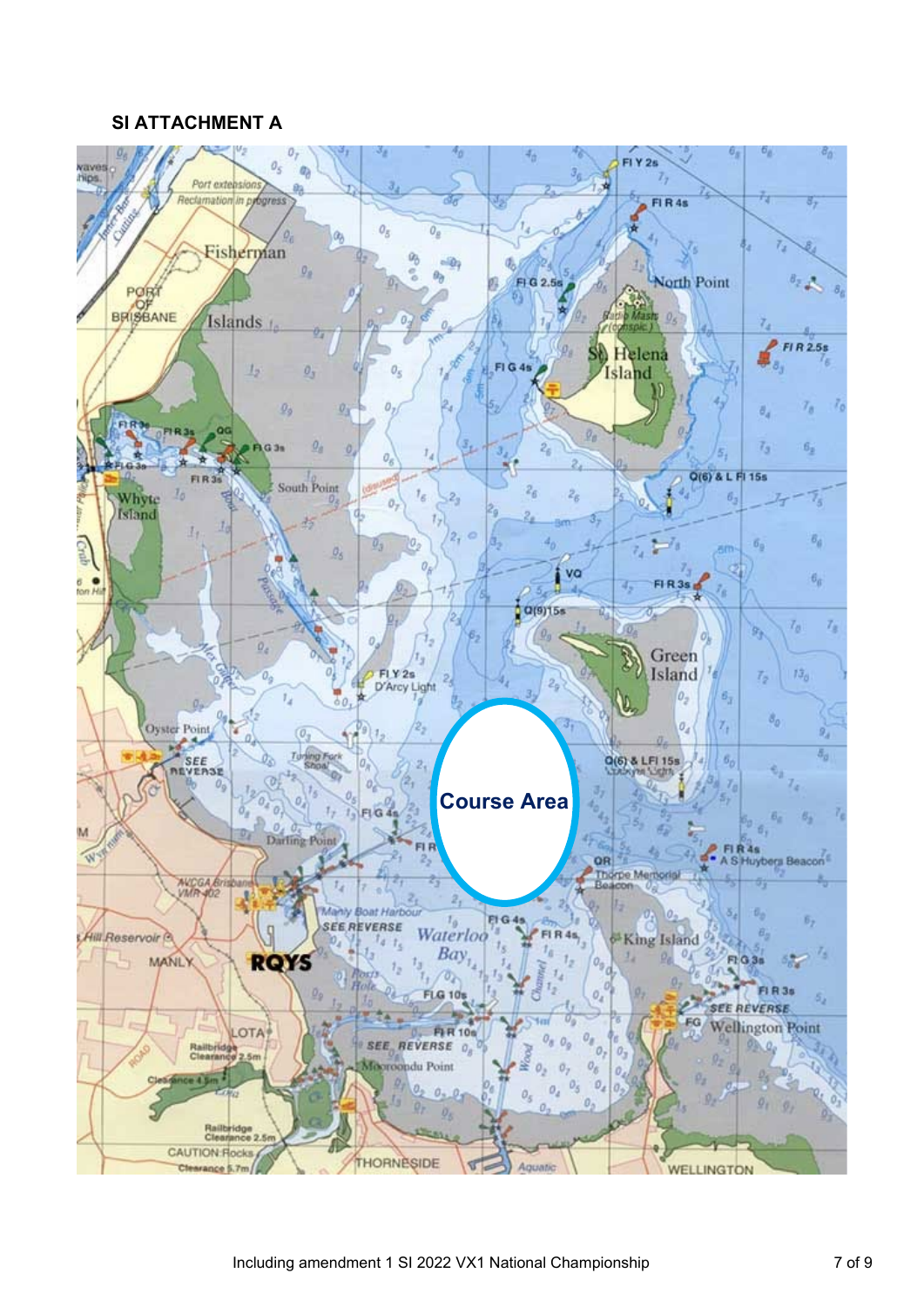## SI ATTACHMENT A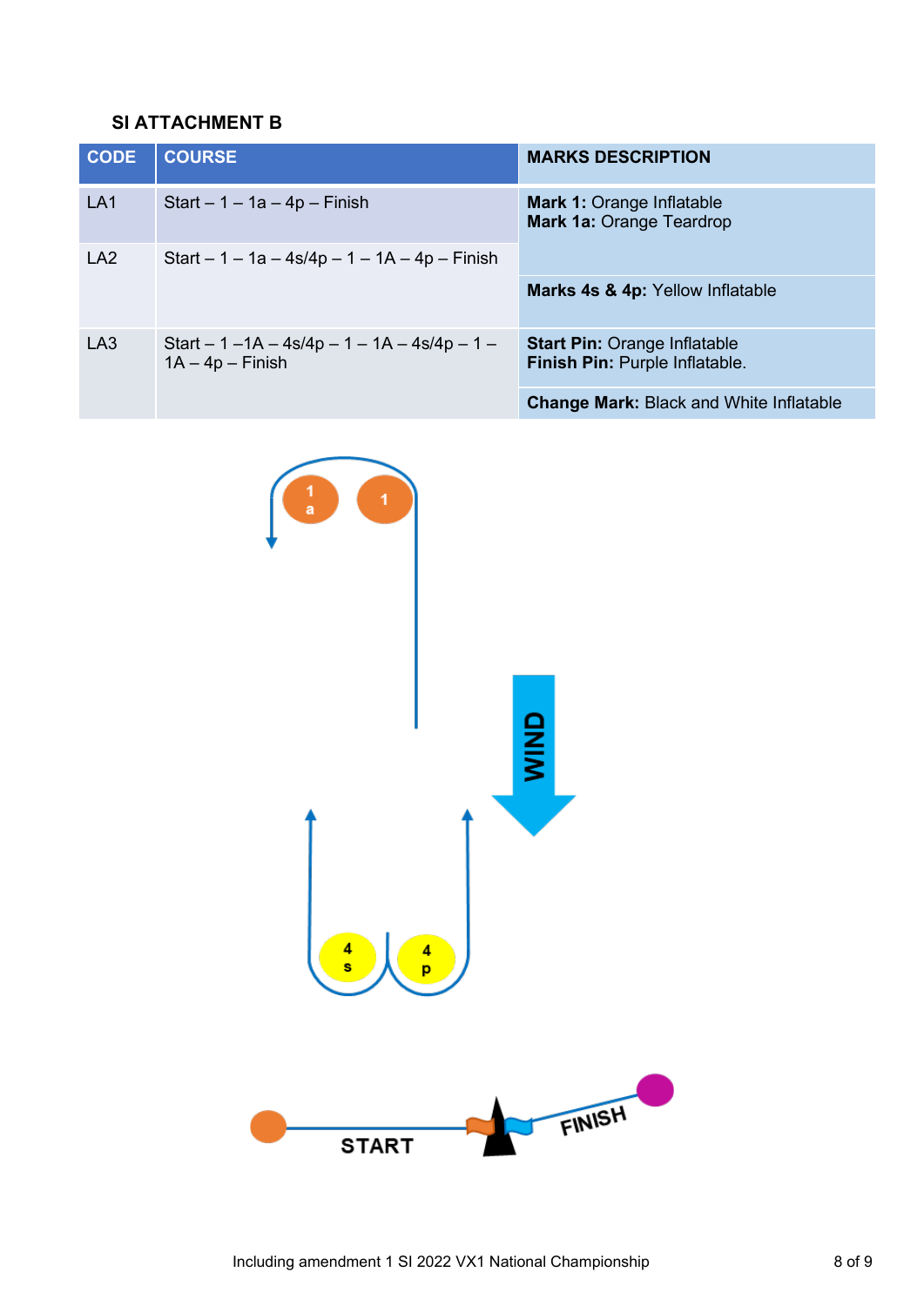## SI ATTACHMENT B

| CODE | COURSE | MARKS DESCRIPTION |
|---|---|---|
| LA1 | Start – 1 – 1a – 4p – Finish | **Mark 1:** Orange Inflatable<br>**Mark 1a:** Orange Teardrop |
| LA2 | Start – 1 – 1a – 4s/4p – 1 – 1A – 4p – Finish | **Marks 4s & 4p:** Yellow Inflatable |
| LA3 | Start – 1 –1A – 4s/4p – 1 – 1A – 4s/4p – 1 – 1A – 4p – Finish | **Start Pin:** Orange Inflatable<br>**Finish Pin:** Purple Inflatable.<br><br>**Change Mark:** Black and White Inflatable |

1a 1

WIND

4s 4p

START FINISH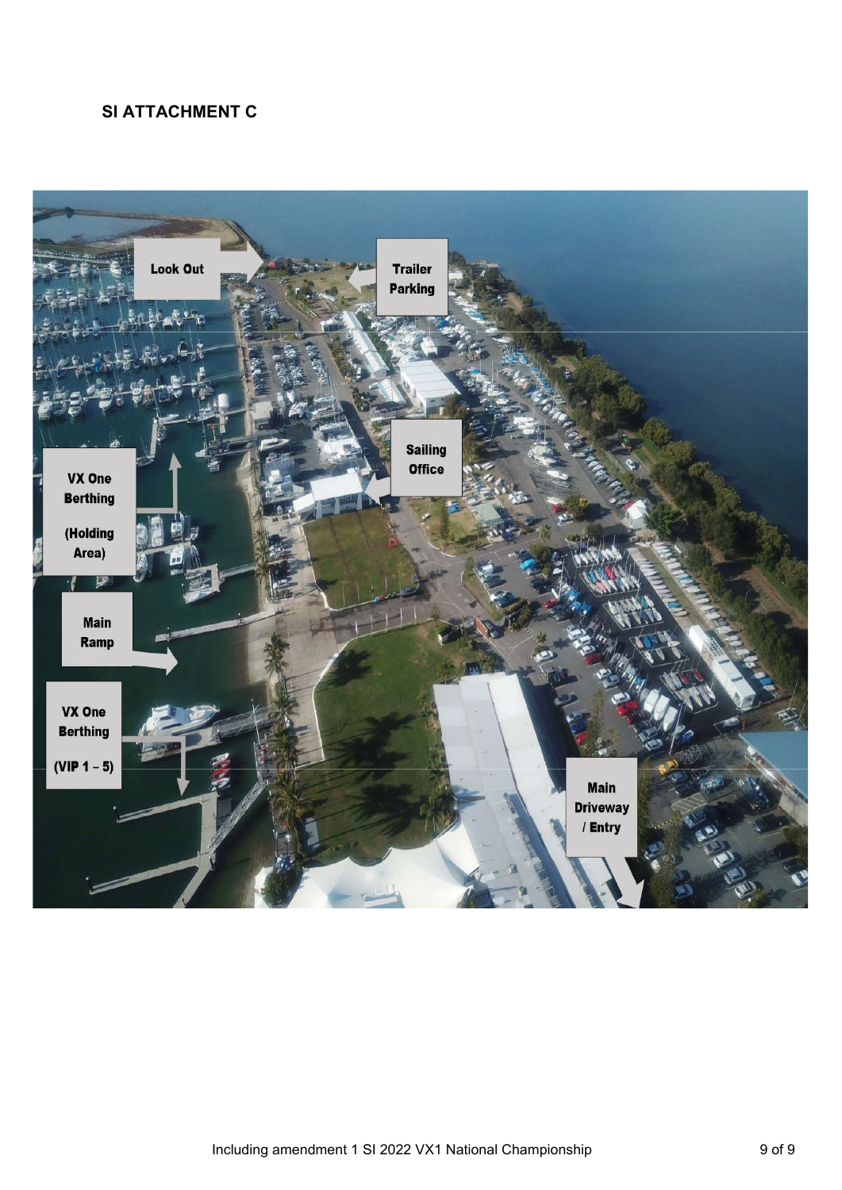# SI ATTACHMENT C

Look Out

Trailer Parking

Sailing Office

VX One Berthing (Holding Area)

Main Ramp

VX One Berthing (VIP 1 – 5)

Main Driveway / Entry